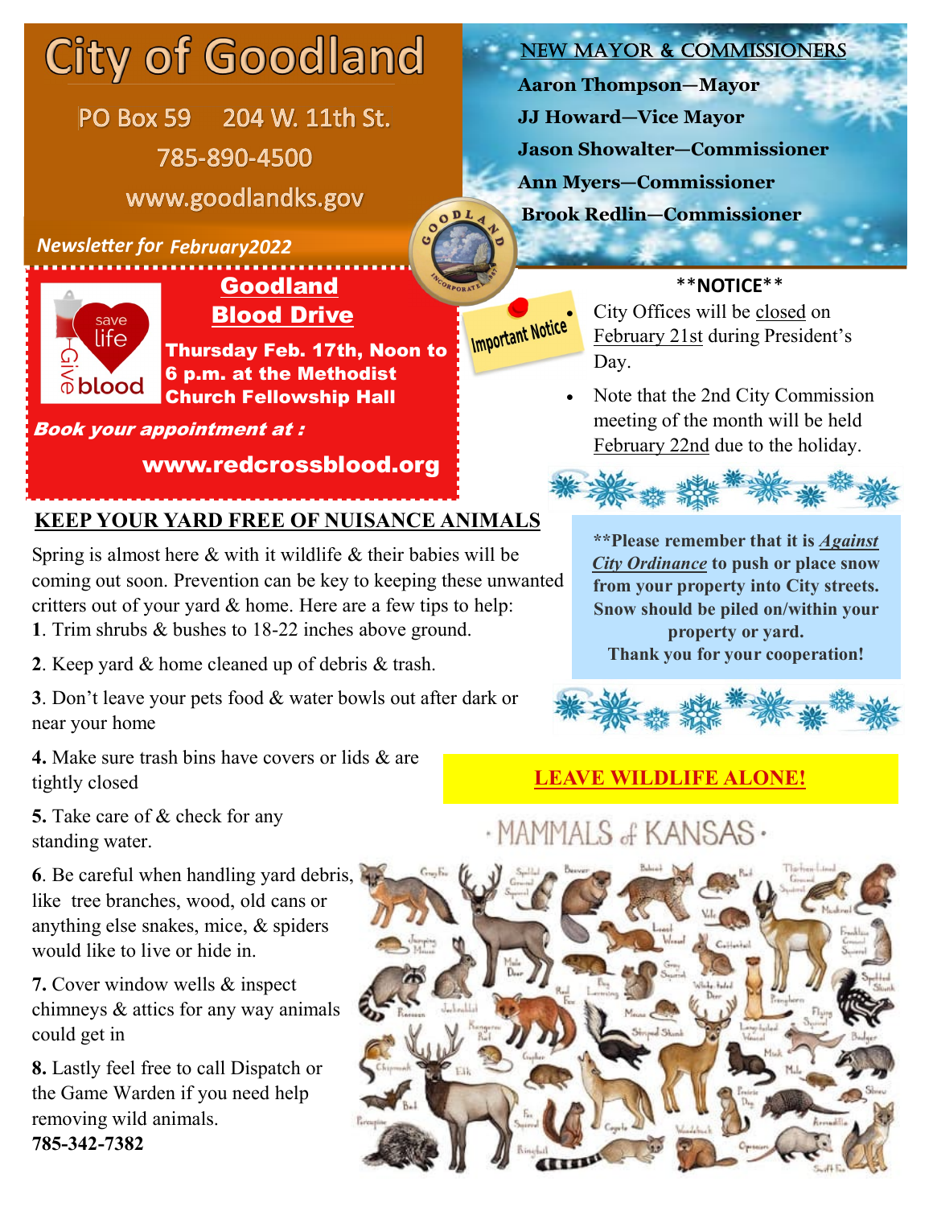# City of Goodland

PO Box 59 204 W. 11th St.

785-890-4500

www.goodlandks.gov

*Newsletter for February2022*

## NEW MAYOR & COMMISSIONERS

**Aaron Thompson—Mayor**

**JJ Howard—Vice Mayor**

**Jason Showalter—Commissioner**

**Ann Myers—Commissioner**

**Brook Redlin—Commissioner**

## Goodland Blood Drive

save life Give blood

**Thursday Feb. 17th, Noon to 6 p.m. at the Methodist Church Fellowship Hall**

***Book your appointment at :***

**www.redcrossblood.org**

Important Notice

**NOTICE**

- City Offices will be closed on February 21st during President's Day.
- Note that the 2nd City Commission meeting of the month will be held February 22nd due to the holiday.

**Please remember that it is *Against City Ordinance* to push or place snow from your property into City streets. Snow should be piled on/within your property or yard. Thank you for your cooperation!**

## KEEP YOUR YARD FREE OF NUISANCE ANIMALS

Spring is almost here & with it wildlife & their babies will be coming out soon. Prevention can be key to keeping these unwanted critters out of your yard & home. Here are a few tips to help:

**1**. Trim shrubs & bushes to 18-22 inches above ground.

**2**. Keep yard & home cleaned up of debris & trash.

**3**. Don't leave your pets food & water bowls out after dark or near your home

**4.** Make sure trash bins have covers or lids & are tightly closed

**5.** Take care of & check for any standing water.

**6**. Be careful when handling yard debris, like tree branches, wood, old cans or anything else snakes, mice, & spiders would like to live or hide in.

**7.** Cover window wells & inspect chimneys & attics for any way animals could get in

**8.** Lastly feel free to call Dispatch or the Game Warden if you need help removing wild animals.

**785-342-7382**

## LEAVE WILDLIFE ALONE!

· MAMMALS of KANSAS ·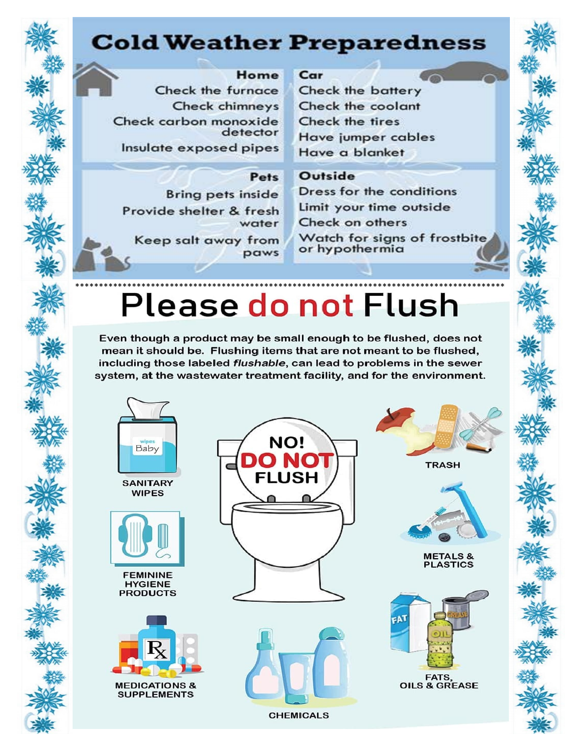# Cold Weather Preparedness

### Home

- Check the furnace
- Check chimneys
- Check carbon monoxide detector
- Insulate exposed pipes

### Car

- Check the battery
- Check the coolant
- Check the tires
- Have jumper cables
- Have a blanket

### Pets

- Bring pets inside
- Provide shelter & fresh water
- Keep salt away from paws

### Outside

- Dress for the conditions
- Limit your time outside
- Check on others
- Watch for signs of frostbite or hypothermia

***

# Please do not Flush

**Even though a product may be small enough to be flushed, does not mean it should be. Flushing items that are not meant to be flushed, including those labeled *flushable*, can lead to problems in the sewer system, at the wastewater treatment facility, and for the environment.**

NO! DO NOT FLUSH

- SANITARY WIPES
- FEMININE HYGIENE PRODUCTS
- MEDICATIONS & SUPPLEMENTS
- CHEMICALS
- TRASH
- METALS & PLASTICS
- FATS, OILS & GREASE